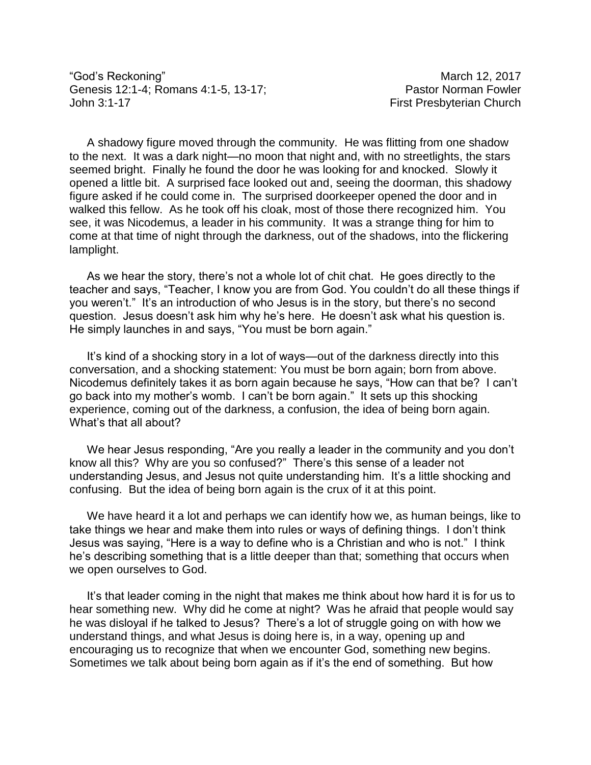"God's Reckoning" March 12, 2017
Genesis 12:1-4; Romans 4:1-5, 13-17; Pastor Norman Fowler
John 3:1-17 First Presbyterian Church

A shadowy figure moved through the community. He was flitting from one shadow to the next. It was a dark night—no moon that night and, with no streetlights, the stars seemed bright. Finally he found the door he was looking for and knocked. Slowly it opened a little bit. A surprised face looked out and, seeing the doorman, this shadowy figure asked if he could come in. The surprised doorkeeper opened the door and in walked this fellow. As he took off his cloak, most of those there recognized him. You see, it was Nicodemus, a leader in his community. It was a strange thing for him to come at that time of night through the darkness, out of the shadows, into the flickering lamplight.

As we hear the story, there's not a whole lot of chit chat. He goes directly to the teacher and says, "Teacher, I know you are from God. You couldn't do all these things if you weren't." It's an introduction of who Jesus is in the story, but there's no second question. Jesus doesn't ask him why he's here. He doesn't ask what his question is. He simply launches in and says, "You must be born again."

It's kind of a shocking story in a lot of ways—out of the darkness directly into this conversation, and a shocking statement: You must be born again; born from above. Nicodemus definitely takes it as born again because he says, "How can that be? I can't go back into my mother's womb. I can't be born again." It sets up this shocking experience, coming out of the darkness, a confusion, the idea of being born again. What's that all about?

We hear Jesus responding, "Are you really a leader in the community and you don't know all this? Why are you so confused?" There's this sense of a leader not understanding Jesus, and Jesus not quite understanding him. It's a little shocking and confusing. But the idea of being born again is the crux of it at this point.

We have heard it a lot and perhaps we can identify how we, as human beings, like to take things we hear and make them into rules or ways of defining things. I don't think Jesus was saying, "Here is a way to define who is a Christian and who is not." I think he's describing something that is a little deeper than that; something that occurs when we open ourselves to God.

It's that leader coming in the night that makes me think about how hard it is for us to hear something new. Why did he come at night? Was he afraid that people would say he was disloyal if he talked to Jesus? There's a lot of struggle going on with how we understand things, and what Jesus is doing here is, in a way, opening up and encouraging us to recognize that when we encounter God, something new begins. Sometimes we talk about being born again as if it's the end of something. But how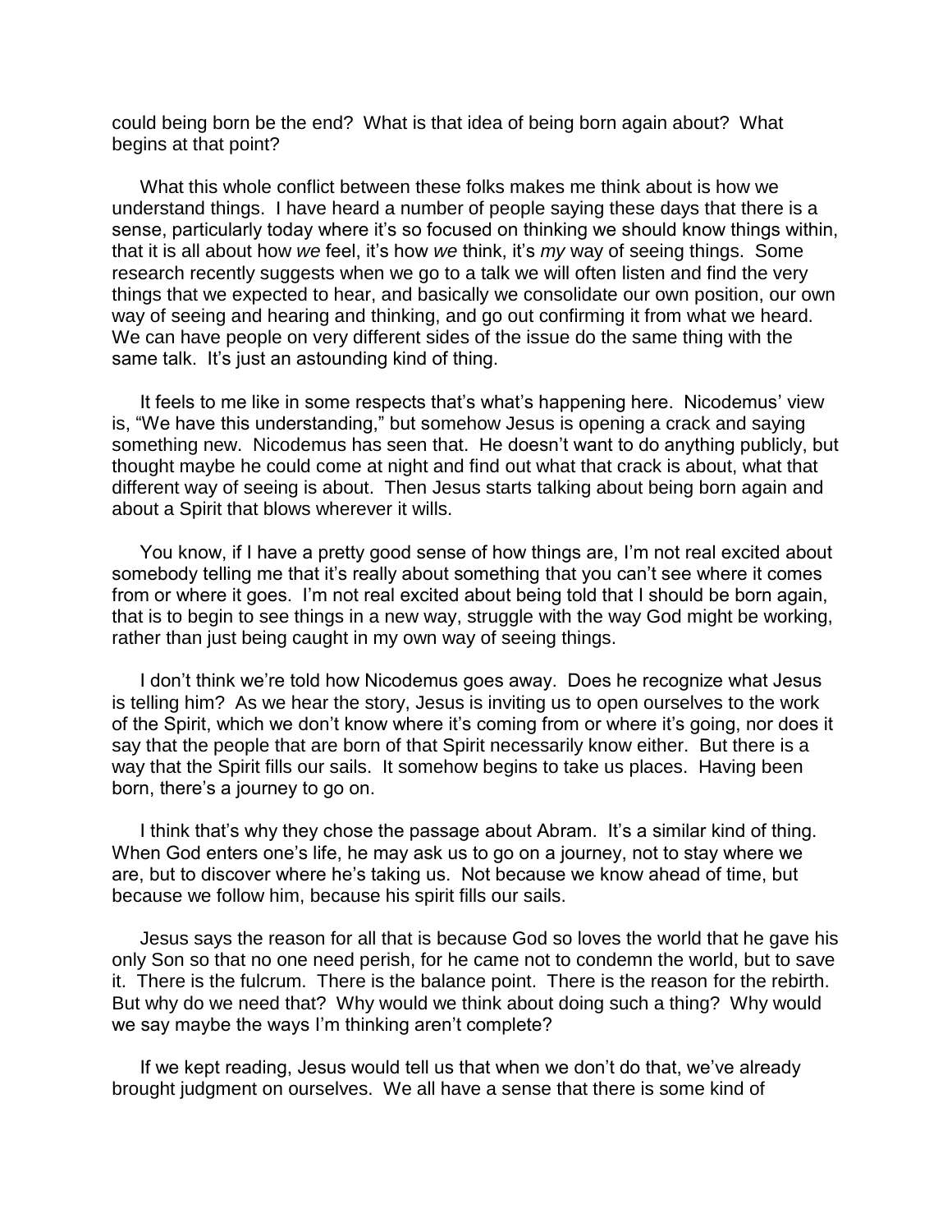could being born be the end? What is that idea of being born again about? What begins at that point?

What this whole conflict between these folks makes me think about is how we understand things. I have heard a number of people saying these days that there is a sense, particularly today where it's so focused on thinking we should know things within, that it is all about how *we* feel, it's how *we* think, it's *my* way of seeing things. Some research recently suggests when we go to a talk we will often listen and find the very things that we expected to hear, and basically we consolidate our own position, our own way of seeing and hearing and thinking, and go out confirming it from what we heard. We can have people on very different sides of the issue do the same thing with the same talk. It's just an astounding kind of thing.

It feels to me like in some respects that's what's happening here. Nicodemus' view is, "We have this understanding," but somehow Jesus is opening a crack and saying something new. Nicodemus has seen that. He doesn't want to do anything publicly, but thought maybe he could come at night and find out what that crack is about, what that different way of seeing is about. Then Jesus starts talking about being born again and about a Spirit that blows wherever it wills.

You know, if I have a pretty good sense of how things are, I'm not real excited about somebody telling me that it's really about something that you can't see where it comes from or where it goes. I'm not real excited about being told that I should be born again, that is to begin to see things in a new way, struggle with the way God might be working, rather than just being caught in my own way of seeing things.

I don't think we're told how Nicodemus goes away. Does he recognize what Jesus is telling him? As we hear the story, Jesus is inviting us to open ourselves to the work of the Spirit, which we don't know where it's coming from or where it's going, nor does it say that the people that are born of that Spirit necessarily know either. But there is a way that the Spirit fills our sails. It somehow begins to take us places. Having been born, there's a journey to go on.

I think that's why they chose the passage about Abram. It's a similar kind of thing. When God enters one's life, he may ask us to go on a journey, not to stay where we are, but to discover where he's taking us. Not because we know ahead of time, but because we follow him, because his spirit fills our sails.

Jesus says the reason for all that is because God so loves the world that he gave his only Son so that no one need perish, for he came not to condemn the world, but to save it. There is the fulcrum. There is the balance point. There is the reason for the rebirth. But why do we need that? Why would we think about doing such a thing? Why would we say maybe the ways I'm thinking aren't complete?

If we kept reading, Jesus would tell us that when we don't do that, we've already brought judgment on ourselves. We all have a sense that there is some kind of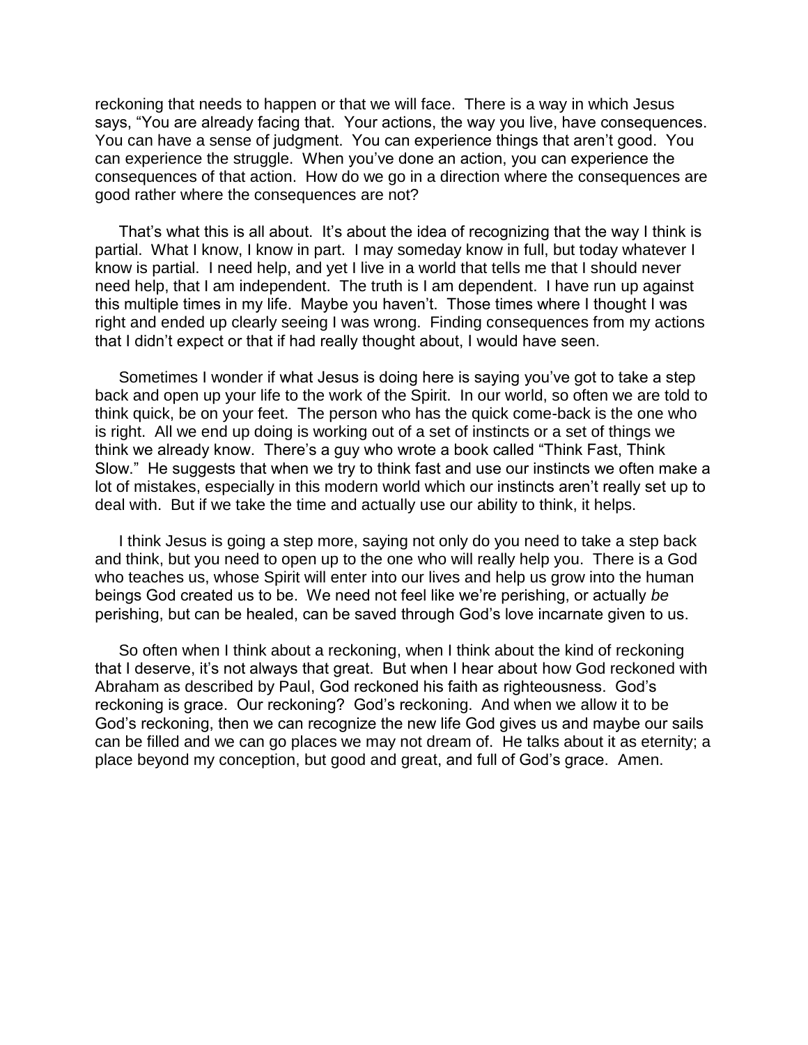reckoning that needs to happen or that we will face. There is a way in which Jesus says, "You are already facing that. Your actions, the way you live, have consequences. You can have a sense of judgment. You can experience things that aren't good. You can experience the struggle. When you've done an action, you can experience the consequences of that action. How do we go in a direction where the consequences are good rather where the consequences are not?

That's what this is all about. It's about the idea of recognizing that the way I think is partial. What I know, I know in part. I may someday know in full, but today whatever I know is partial. I need help, and yet I live in a world that tells me that I should never need help, that I am independent. The truth is I am dependent. I have run up against this multiple times in my life. Maybe you haven't. Those times where I thought I was right and ended up clearly seeing I was wrong. Finding consequences from my actions that I didn't expect or that if had really thought about, I would have seen.

Sometimes I wonder if what Jesus is doing here is saying you've got to take a step back and open up your life to the work of the Spirit. In our world, so often we are told to think quick, be on your feet. The person who has the quick come-back is the one who is right. All we end up doing is working out of a set of instincts or a set of things we think we already know. There's a guy who wrote a book called "Think Fast, Think Slow." He suggests that when we try to think fast and use our instincts we often make a lot of mistakes, especially in this modern world which our instincts aren't really set up to deal with. But if we take the time and actually use our ability to think, it helps.

I think Jesus is going a step more, saying not only do you need to take a step back and think, but you need to open up to the one who will really help you. There is a God who teaches us, whose Spirit will enter into our lives and help us grow into the human beings God created us to be. We need not feel like we're perishing, or actually *be* perishing, but can be healed, can be saved through God's love incarnate given to us.

So often when I think about a reckoning, when I think about the kind of reckoning that I deserve, it's not always that great. But when I hear about how God reckoned with Abraham as described by Paul, God reckoned his faith as righteousness. God's reckoning is grace. Our reckoning? God's reckoning. And when we allow it to be God's reckoning, then we can recognize the new life God gives us and maybe our sails can be filled and we can go places we may not dream of. He talks about it as eternity; a place beyond my conception, but good and great, and full of God's grace. Amen.